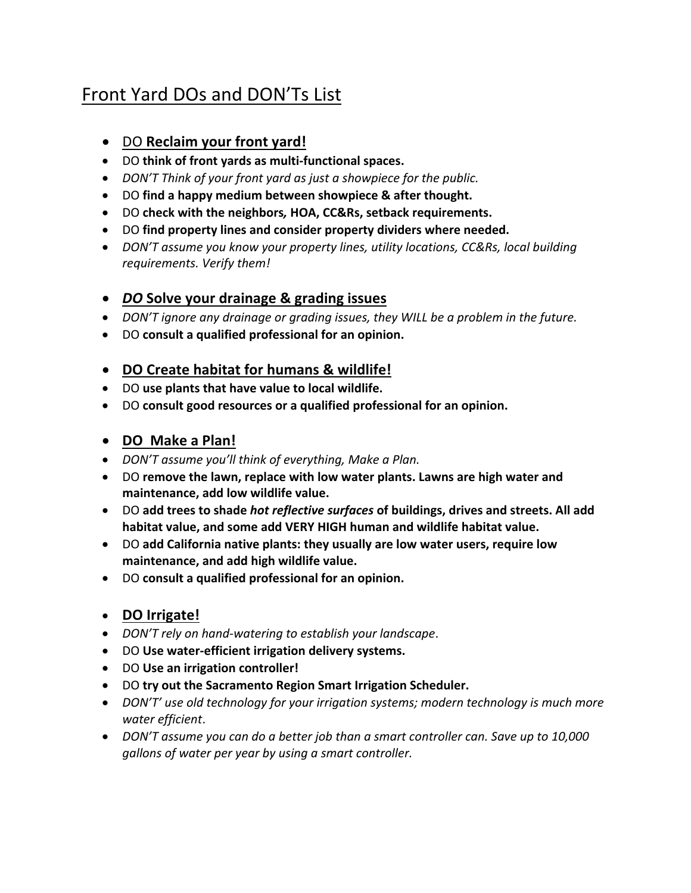# Front Yard DOs and DON'Ts List

- DO **Reclaim your front yard!**
- DO **think of front yards as multi-functional spaces.**
- *DON'T Think of your front yard as just a showpiece for the public.*
- DO **find a happy medium between showpiece & after thought.**
- DO **check with the neighbors, HOA, CC&Rs, setback requirements.**
- DO **find property lines and consider property dividers where needed.**
- *DON'T assume you know your property lines, utility locations, CC&Rs, local building requirements. Verify them!*

- ***DO* Solve your drainage & grading issues**
- *DON'T ignore any drainage or grading issues, they WILL be a problem in the future.*
- DO **consult a qualified professional for an opinion.**

- **DO Create habitat for humans & wildlife!**
- DO **use plants that have value to local wildlife.**
- DO **consult good resources or a qualified professional for an opinion.**

- **DO Make a Plan!**
- *DON'T assume you'll think of everything, Make a Plan.*
- DO **remove the lawn, replace with low water plants. Lawns are high water and maintenance, add low wildlife value.**
- DO **add trees to shade *hot reflective surfaces* of buildings, drives and streets. All add habitat value, and some add VERY HIGH human and wildlife habitat value.**
- DO **add California native plants: they usually are low water users, require low maintenance, and add high wildlife value.**
- DO **consult a qualified professional for an opinion.**

- **DO Irrigate!**
- *DON'T rely on hand-watering to establish your landscape*.
- DO **Use water-efficient irrigation delivery systems.**
- DO **Use an irrigation controller!**
- DO **try out the Sacramento Region Smart Irrigation Scheduler.**
- *DON'T' use old technology for your irrigation systems; modern technology is much more water efficient*.
- *DON'T assume you can do a better job than a smart controller can. Save up to 10,000 gallons of water per year by using a smart controller.*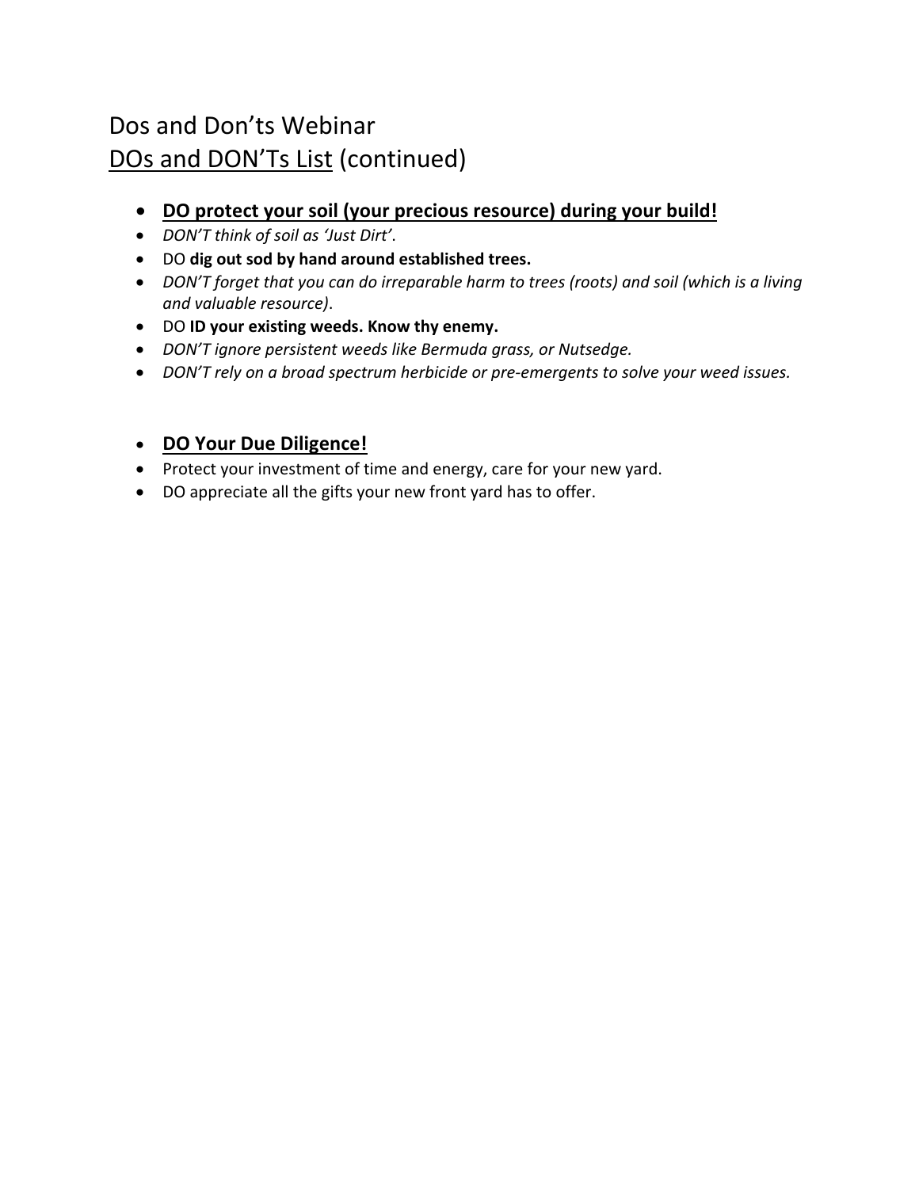# Dos and Don'ts Webinar

## <u>DOs and DON'Ts List</u> (continued)

- <u>**DO protect your soil (your precious resource) during your build!**</u>
- *DON'T think of soil as 'Just Dirt'.*
- DO **dig out sod by hand around established trees.**
- *DON'T forget that you can do irreparable harm to trees (roots) and soil (which is a living and valuable resource).*
- DO **ID your existing weeds. Know thy enemy.**
- *DON'T ignore persistent weeds like Bermuda grass, or Nutsedge.*
- *DON'T rely on a broad spectrum herbicide or pre-emergents to solve your weed issues.*

- <u>**DO Your Due Diligence!**</u>
- Protect your investment of time and energy, care for your new yard.
- DO appreciate all the gifts your new front yard has to offer.